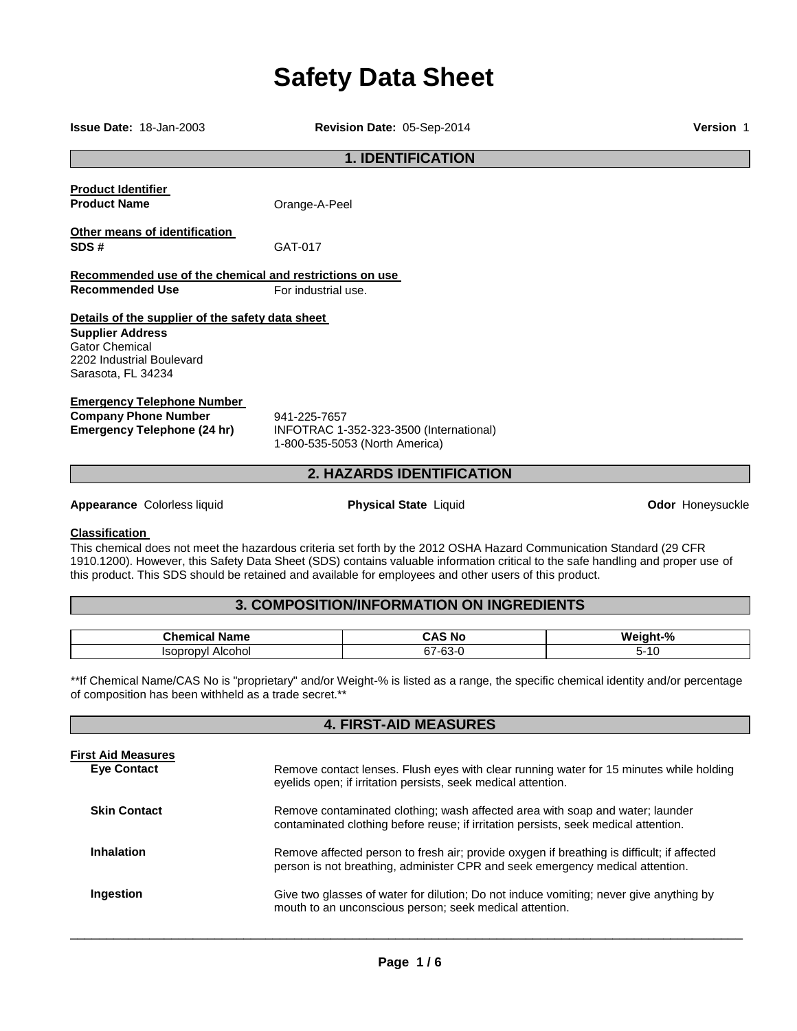# Safety Data Sheet

**Issue Date:** 18-Jan-2003 **Revision Date:** 05-Sep-2014 **Version** 1

## 1. IDENTIFICATION

**Product Identifier**

**Product Name** Orange-A-Peel

**Other means of identification**

**SDS #** GAT-017

**Recommended use of the chemical and restrictions on use**

**Recommended Use** For industrial use.

**Details of the supplier of the safety data sheet**

**Supplier Address**
Gator Chemical
2202 Industrial Boulevard
Sarasota, FL 34234

**Emergency Telephone Number**

**Company Phone Number** 941-225-7657

**Emergency Telephone (24 hr)** INFOTRAC 1-352-323-3500 (International)
1-800-535-5053 (North America)

## 2. HAZARDS IDENTIFICATION

**Appearance** Colorless liquid **Physical State** Liquid **Odor** Honeysuckle

**Classification**

This chemical does not meet the hazardous criteria set forth by the 2012 OSHA Hazard Communication Standard (29 CFR 1910.1200). However, this Safety Data Sheet (SDS) contains valuable information critical to the safe handling and proper use of this product. This SDS should be retained and available for employees and other users of this product.

## 3. COMPOSITION/INFORMATION ON INGREDIENTS

| Chemical Name | CAS No | Weight-% |
|---|---|---|
| Isopropyl Alcohol | 67-63-0 | 5-10 |

**If Chemical Name/CAS No is "proprietary" and/or Weight-% is listed as a range, the specific chemical identity and/or percentage of composition has been withheld as a trade secret.**

## 4. FIRST-AID MEASURES

**First Aid Measures**

**Eye Contact** Remove contact lenses. Flush eyes with clear running water for 15 minutes while holding eyelids open; if irritation persists, seek medical attention.

**Skin Contact** Remove contaminated clothing; wash affected area with soap and water; launder contaminated clothing before reuse; if irritation persists, seek medical attention.

**Inhalation** Remove affected person to fresh air; provide oxygen if breathing is difficult; if affected person is not breathing, administer CPR and seek emergency medical attention.

**Ingestion** Give two glasses of water for dilution; Do not induce vomiting; never give anything by mouth to an unconscious person; seek medical attention.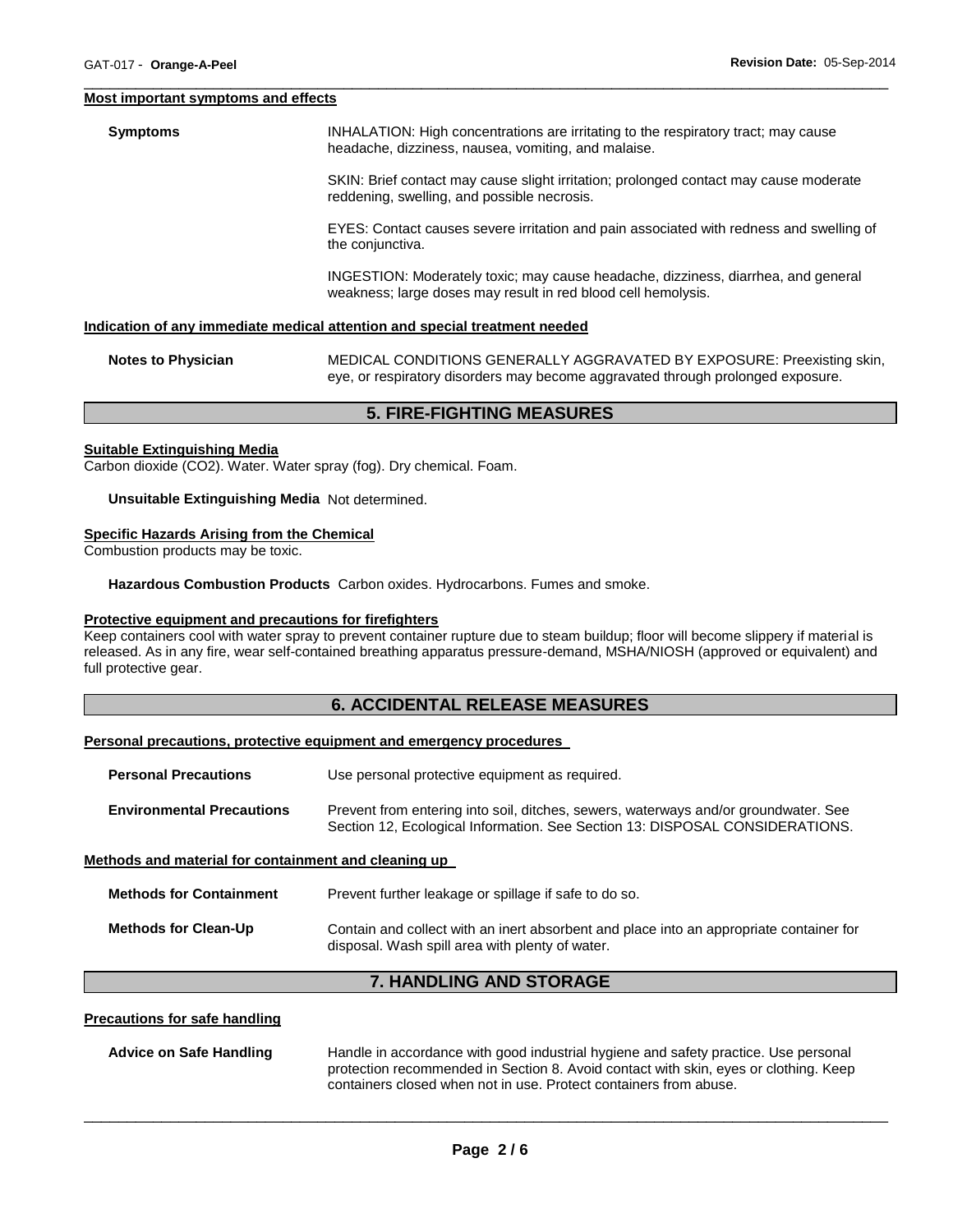#### Most important symptoms and effects

**Symptoms**

INHALATION: High concentrations are irritating to the respiratory tract; may cause headache, dizziness, nausea, vomiting, and malaise.

SKIN: Brief contact may cause slight irritation; prolonged contact may cause moderate reddening, swelling, and possible necrosis.

EYES: Contact causes severe irritation and pain associated with redness and swelling of the conjunctiva.

INGESTION: Moderately toxic; may cause headache, dizziness, diarrhea, and general weakness; large doses may result in red blood cell hemolysis.

#### Indication of any immediate medical attention and special treatment needed

**Notes to Physician** MEDICAL CONDITIONS GENERALLY AGGRAVATED BY EXPOSURE: Preexisting skin, eye, or respiratory disorders may become aggravated through prolonged exposure.

## 5. FIRE-FIGHTING MEASURES

#### Suitable Extinguishing Media

Carbon dioxide ($CO_2$). Water. Water spray (fog). Dry chemical. Foam.

**Unsuitable Extinguishing Media** Not determined.

#### Specific Hazards Arising from the Chemical

Combustion products may be toxic.

**Hazardous Combustion Products** Carbon oxides. Hydrocarbons. Fumes and smoke.

#### Protective equipment and precautions for firefighters

Keep containers cool with water spray to prevent container rupture due to steam buildup; floor will become slippery if material is released. As in any fire, wear self-contained breathing apparatus pressure-demand, MSHA/NIOSH (approved or equivalent) and full protective gear.

## 6. ACCIDENTAL RELEASE MEASURES

#### Personal precautions, protective equipment and emergency procedures

**Personal Precautions** Use personal protective equipment as required.

**Environmental Precautions** Prevent from entering into soil, ditches, sewers, waterways and/or groundwater. See Section 12, Ecological Information. See Section 13: DISPOSAL CONSIDERATIONS.

#### Methods and material for containment and cleaning up

**Methods for Containment** Prevent further leakage or spillage if safe to do so.

**Methods for Clean-Up** Contain and collect with an inert absorbent and place into an appropriate container for disposal. Wash spill area with plenty of water.

## 7. HANDLING AND STORAGE

#### Precautions for safe handling

**Advice on Safe Handling** Handle in accordance with good industrial hygiene and safety practice. Use personal protection recommended in Section 8. Avoid contact with skin, eyes or clothing. Keep containers closed when not in use. Protect containers from abuse.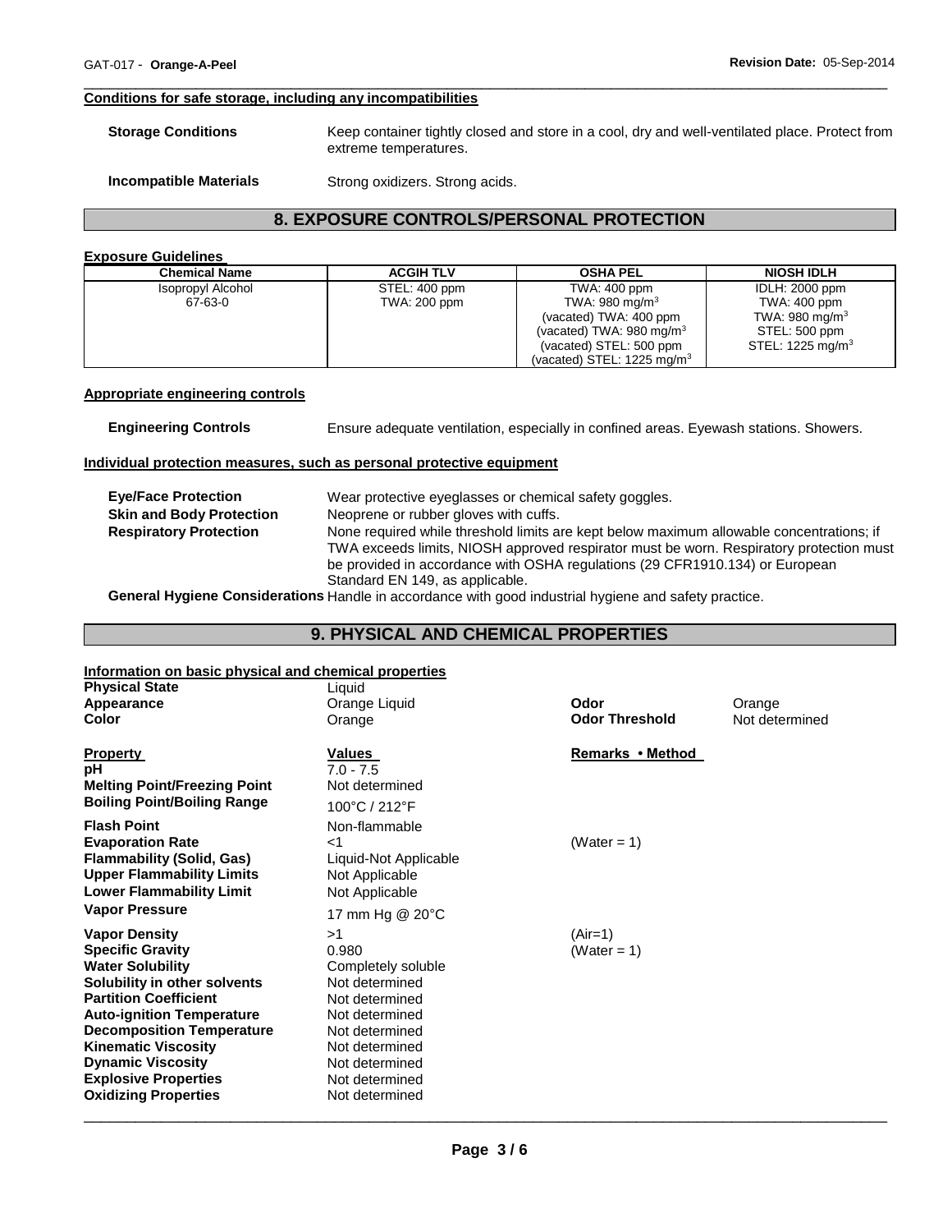#### Conditions for safe storage, including any incompatibilities

**Storage Conditions** Keep container tightly closed and store in a cool, dry and well-ventilated place. Protect from extreme temperatures.

**Incompatible Materials** Strong oxidizers. Strong acids.

## 8. EXPOSURE CONTROLS/PERSONAL PROTECTION

#### Exposure Guidelines

| Chemical Name | ACGIH TLV | OSHA PEL | NIOSH IDLH |
|---|---|---|---|
| Isopropyl Alcohol<br>67-63-0 | STEL: 400 ppm<br>TWA: 200 ppm | TWA: 400 ppm<br>TWA: 980 mg/m$^3$<br>(vacated) TWA: 400 ppm<br>(vacated) TWA: 980 mg/m$^3$<br>(vacated) STEL: 500 ppm<br>(vacated) STEL: 1225 mg/m$^3$ | IDLH: 2000 ppm<br>TWA: 400 ppm<br>TWA: 980 mg/m$^3$<br>STEL: 500 ppm<br>STEL: 1225 mg/m$^3$ |

#### Appropriate engineering controls

**Engineering Controls** Ensure adequate ventilation, especially in confined areas. Eyewash stations. Showers.

#### Individual protection measures, such as personal protective equipment

**Eye/Face Protection** Wear protective eyeglasses or chemical safety goggles.

**Skin and Body Protection** Neoprene or rubber gloves with cuffs.

**Respiratory Protection** None required while threshold limits are kept below maximum allowable concentrations; if TWA exceeds limits, NIOSH approved respirator must be worn. Respiratory protection must be provided in accordance with OSHA regulations (29 CFR1910.134) or European Standard EN 149, as applicable.

**General Hygiene Considerations** Handle in accordance with good industrial hygiene and safety practice.

## 9. PHYSICAL AND CHEMICAL PROPERTIES

#### Information on basic physical and chemical properties

**Physical State** Liquid

**Appearance** Orange Liquid

**Color** Orange

**Odor** Orange

**Odor Threshold** Not determined

| Property | Values | Remarks • Method |
|---|---|---|
| **pH** | 7.0 - 7.5 | |
| **Melting Point/Freezing Point** | Not determined | |
| **Boiling Point/Boiling Range** | 100°C / 212°F | |
| **Flash Point** | Non-flammable | |
| **Evaporation Rate** | <1 | (Water = 1) |
| **Flammability (Solid, Gas)** | Liquid-Not Applicable | |
| **Upper Flammability Limits** | Not Applicable | |
| **Lower Flammability Limit** | Not Applicable | |
| **Vapor Pressure** | 17 mm Hg @ 20°C | |
| **Vapor Density** | >1 | (Air=1) |
| **Specific Gravity** | 0.980 | (Water = 1) |
| **Water Solubility** | Completely soluble | |
| **Solubility in other solvents** | Not determined | |
| **Partition Coefficient** | Not determined | |
| **Auto-ignition Temperature** | Not determined | |
| **Decomposition Temperature** | Not determined | |
| **Kinematic Viscosity** | Not determined | |
| **Dynamic Viscosity** | Not determined | |
| **Explosive Properties** | Not determined | |
| **Oxidizing Properties** | Not determined | |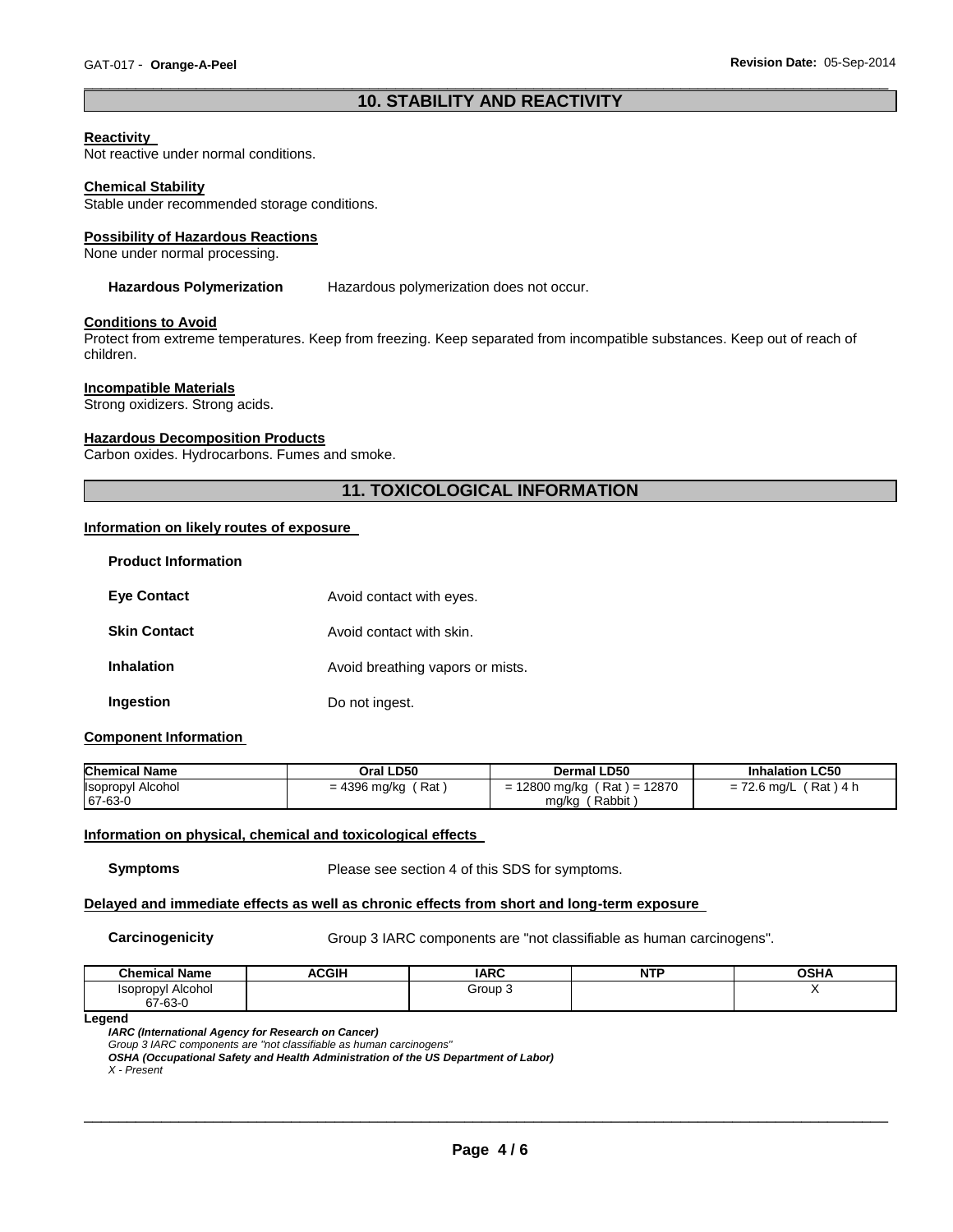## 10. STABILITY AND REACTIVITY

**Reactivity**
Not reactive under normal conditions.

**Chemical Stability**
Stable under recommended storage conditions.

**Possibility of Hazardous Reactions**
None under normal processing.

**Hazardous Polymerization** Hazardous polymerization does not occur.

**Conditions to Avoid**
Protect from extreme temperatures. Keep from freezing. Keep separated from incompatible substances. Keep out of reach of children.

**Incompatible Materials**
Strong oxidizers. Strong acids.

**Hazardous Decomposition Products**
Carbon oxides. Hydrocarbons. Fumes and smoke.

## 11. TOXICOLOGICAL INFORMATION

**Information on likely routes of exposure**

**Product Information**

**Eye Contact** Avoid contact with eyes.

**Skin Contact** Avoid contact with skin.

**Inhalation** Avoid breathing vapors or mists.

**Ingestion** Do not ingest.

**Component Information**

| Chemical Name | Oral LD50 | Dermal LD50 | Inhalation LC50 |
|---|---|---|---|
| Isopropyl Alcohol 67-63-0 | = 4396 mg/kg ( Rat ) | = 12800 mg/kg ( Rat ) = 12870 mg/kg ( Rabbit ) | = 72.6 mg/L ( Rat ) 4 h |

**Information on physical, chemical and toxicological effects**

**Symptoms** Please see section 4 of this SDS for symptoms.

**Delayed and immediate effects as well as chronic effects from short and long-term exposure**

**Carcinogenicity** Group 3 IARC components are "not classifiable as human carcinogens".

| Chemical Name | ACGIH | IARC | NTP | OSHA |
|---|---|---|---|---|
| Isopropyl Alcohol 67-63-0 | | Group 3 | | X |

**Legend**

***IARC (International Agency for Research on Cancer)***
*Group 3 IARC components are "not classifiable as human carcinogens"*
***OSHA (Occupational Safety and Health Administration of the US Department of Labor)***
*X - Present*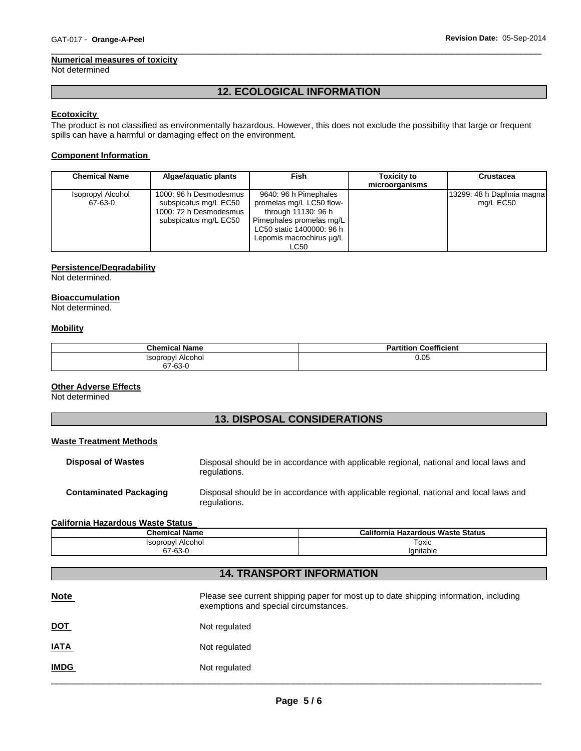#### Numerical measures of toxicity

Not determined

## 12. ECOLOGICAL INFORMATION

#### Ecotoxicity

The product is not classified as environmentally hazardous. However, this does not exclude the possibility that large or frequent spills can have a harmful or damaging effect on the environment.

#### Component Information

| Chemical Name | Algae/aquatic plants | Fish | Toxicity to microorganisms | Crustacea |
|---|---|---|---|---|
| Isopropyl Alcohol 67-63-0 | 1000: 96 h Desmodesmus subspicatus mg/L EC50 1000: 72 h Desmodesmus subspicatus mg/L EC50 | 9640: 96 h Pimephales promelas mg/L LC50 flow-through 11130: 96 h Pimephales promelas mg/L LC50 static 1400000: 96 h Lepomis macrochirus µg/L LC50 | | 13299: 48 h Daphnia magna mg/L EC50 |

#### Persistence/Degradability

Not determined.

#### Bioaccumulation

Not determined.

#### Mobility

| Chemical Name | Partition Coefficient |
|---|---|
| Isopropyl Alcohol 67-63-0 | 0.05 |

#### Other Adverse Effects

Not determined

## 13. DISPOSAL CONSIDERATIONS

#### Waste Treatment Methods

**Disposal of Wastes** Disposal should be in accordance with applicable regional, national and local laws and regulations.

**Contaminated Packaging** Disposal should be in accordance with applicable regional, national and local laws and regulations.

#### California Hazardous Waste Status

| Chemical Name | California Hazardous Waste Status |
|---|---|
| Isopropyl Alcohol 67-63-0 | Toxic Ignitable |

## 14. TRANSPORT INFORMATION

**Note** Please see current shipping paper for most up to date shipping information, including exemptions and special circumstances.

**DOT** Not regulated

**IATA** Not regulated

**IMDG** Not regulated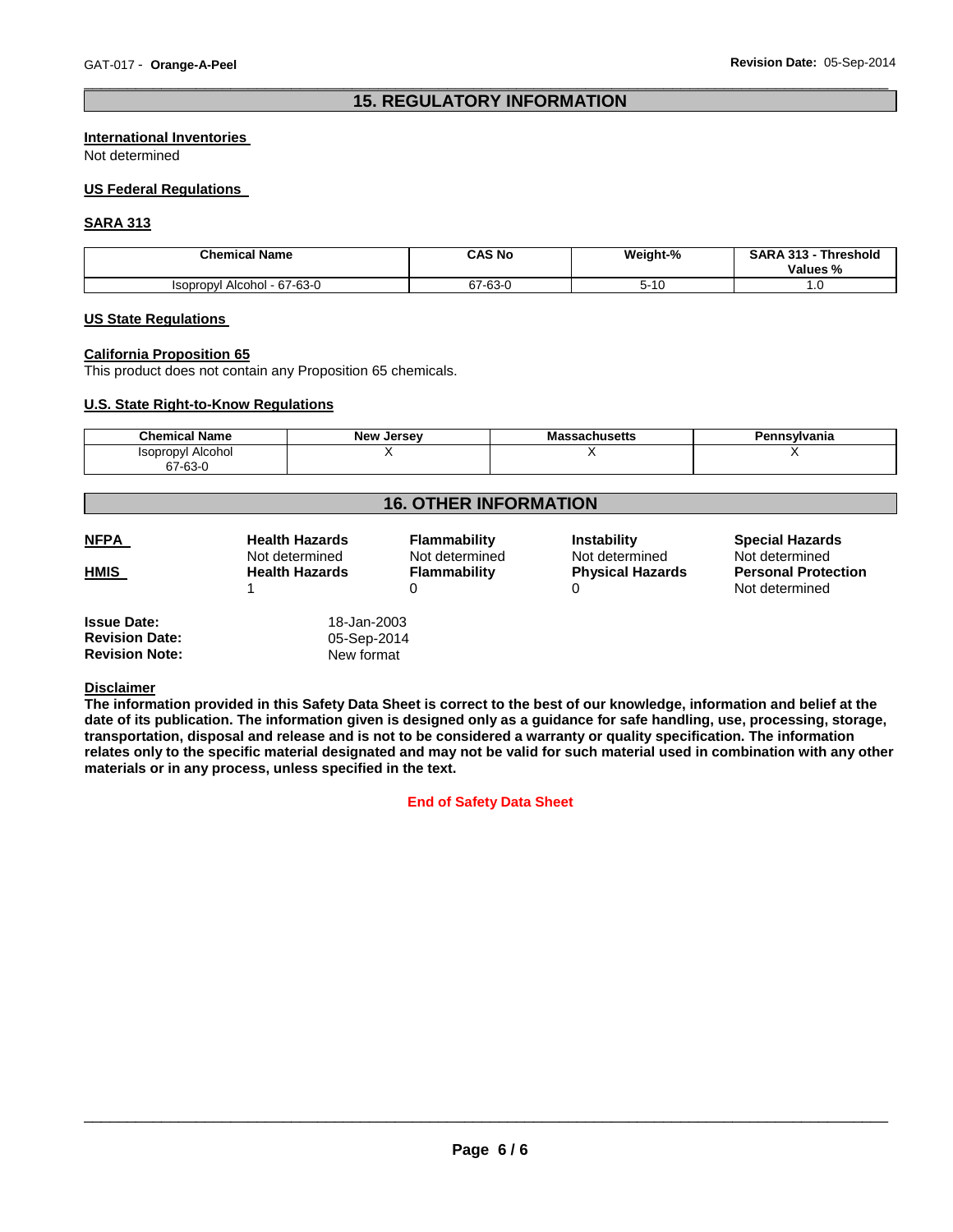## 15. REGULATORY INFORMATION

**International Inventories**
Not determined

**US Federal Regulations**

**SARA 313**

| Chemical Name | CAS No | Weight-% | SARA 313 - Threshold Values % |
|---|---|---|---|
| Isopropyl Alcohol - 67-63-0 | 67-63-0 | 5-10 | 1.0 |

**US State Regulations**

**California Proposition 65**
This product does not contain any Proposition 65 chemicals.

**U.S. State Right-to-Know Regulations**

| Chemical Name | New Jersey | Massachusetts | Pennsylvania |
|---|---|---|---|
| Isopropyl Alcohol 67-63-0 | X | X | X |

## 16. OTHER INFORMATION

| | | | | |
|---|---|---|---|---|
| **NFPA** | **Health Hazards** Not determined | **Flammability** Not determined | **Instability** Not determined | **Special Hazards** Not determined |
| **HMIS** | **Health Hazards** 1 | **Flammability** 0 | **Physical Hazards** 0 | **Personal Protection** Not determined |

**Issue Date:** 18-Jan-2003
**Revision Date:** 05-Sep-2014
**Revision Note:** New format

**Disclaimer**
**The information provided in this Safety Data Sheet is correct to the best of our knowledge, information and belief at the date of its publication. The information given is designed only as a guidance for safe handling, use, processing, storage, transportation, disposal and release and is not to be considered a warranty or quality specification. The information relates only to the specific material designated and may not be valid for such material used in combination with any other materials or in any process, unless specified in the text.**

**End of Safety Data Sheet**